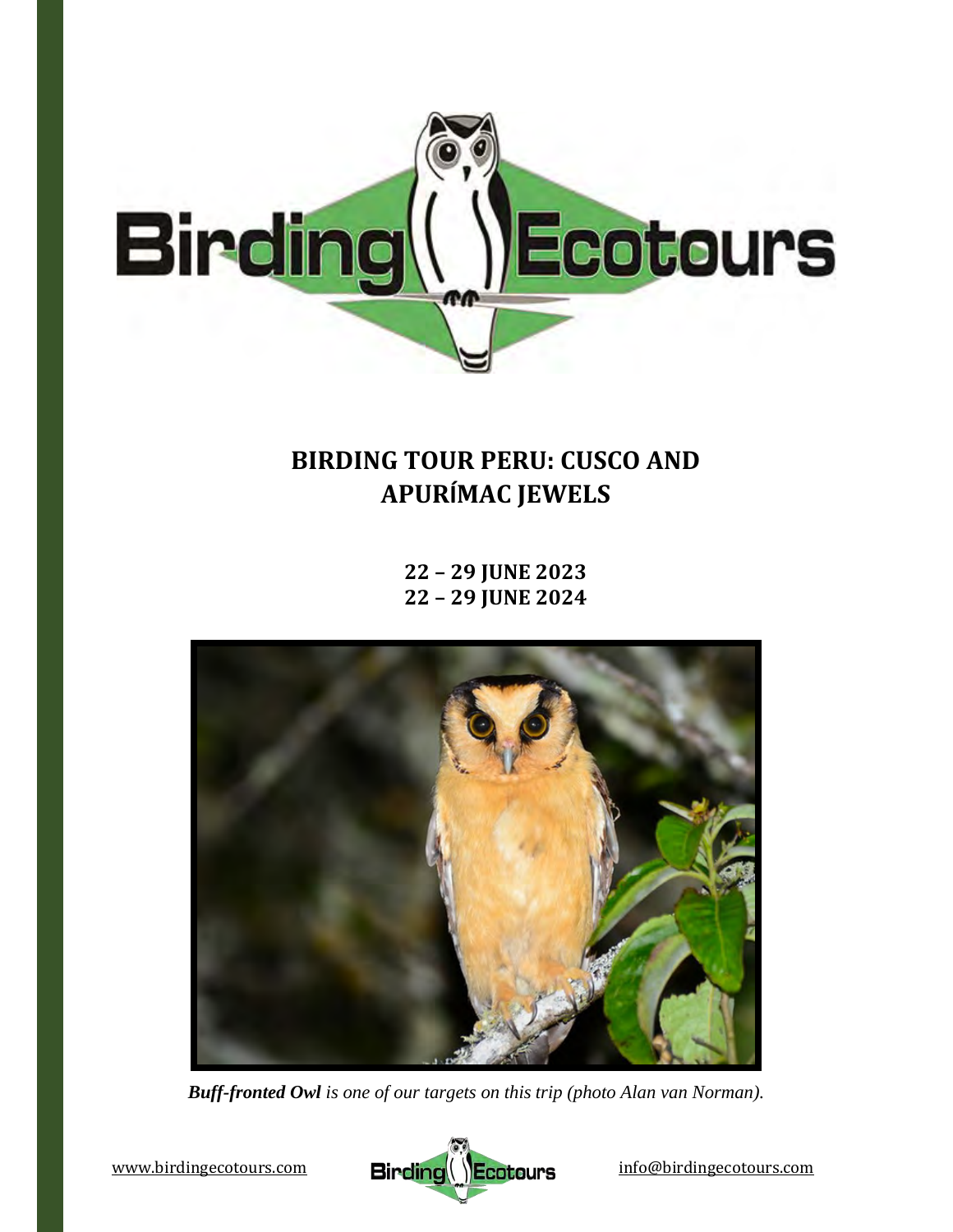# BIRDING TOUR PERU: CUSCO AND APURÍMAC JEWELS

**22 – 29 JUNE 2023**
**22 – 29 JUNE 2024**

***Buff-fronted Owl** is one of our targets on this trip (photo Alan van Norman).*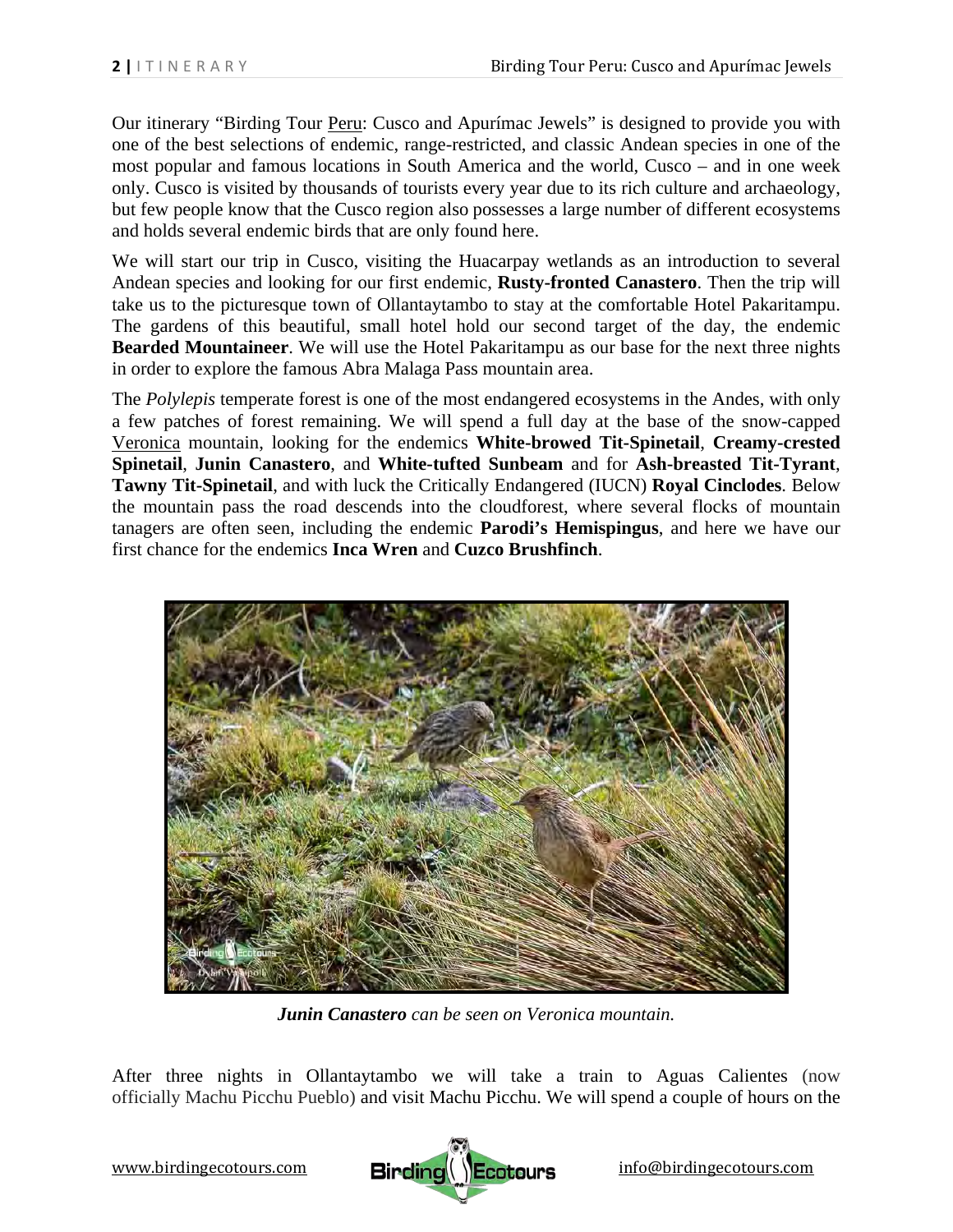Our itinerary "Birding Tour Peru: Cusco and Apurímac Jewels" is designed to provide you with one of the best selections of endemic, range-restricted, and classic Andean species in one of the most popular and famous locations in South America and the world, Cusco – and in one week only. Cusco is visited by thousands of tourists every year due to its rich culture and archaeology, but few people know that the Cusco region also possesses a large number of different ecosystems and holds several endemic birds that are only found here.

We will start our trip in Cusco, visiting the Huacarpay wetlands as an introduction to several Andean species and looking for our first endemic, **Rusty-fronted Canastero**. Then the trip will take us to the picturesque town of Ollantaytambo to stay at the comfortable Hotel Pakaritampu. The gardens of this beautiful, small hotel hold our second target of the day, the endemic **Bearded Mountaineer**. We will use the Hotel Pakaritampu as our base for the next three nights in order to explore the famous Abra Malaga Pass mountain area.

The *Polylepis* temperate forest is one of the most endangered ecosystems in the Andes, with only a few patches of forest remaining. We will spend a full day at the base of the snow-capped Veronica mountain, looking for the endemics **White-browed Tit-Spinetail**, **Creamy-crested Spinetail**, **Junin Canastero**, and **White-tufted Sunbeam** and for **Ash-breasted Tit-Tyrant**, **Tawny Tit-Spinetail**, and with luck the Critically Endangered (IUCN) **Royal Cinclodes**. Below the mountain pass the road descends into the cloudforest, where several flocks of mountain tanagers are often seen, including the endemic **Parodi's Hemispingus**, and here we have our first chance for the endemics **Inca Wren** and **Cuzco Brushfinch**.

***Junin Canastero*** *can be seen on Veronica mountain.*

After three nights in Ollantaytambo we will take a train to Aguas Calientes (now officially Machu Picchu Pueblo) and visit Machu Picchu. We will spend a couple of hours on the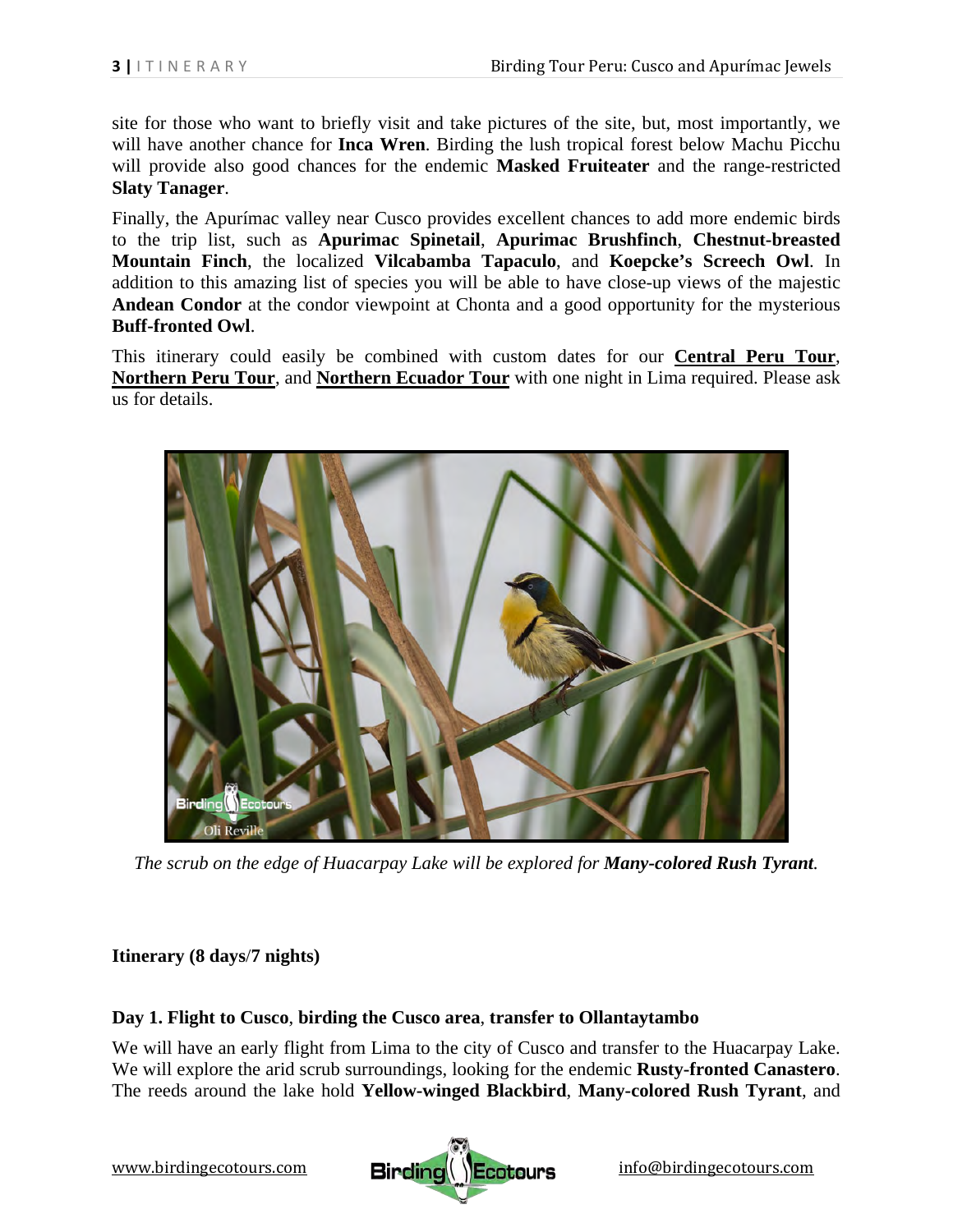site for those who want to briefly visit and take pictures of the site, but, most importantly, we will have another chance for **Inca Wren**. Birding the lush tropical forest below Machu Picchu will provide also good chances for the endemic **Masked Fruiteater** and the range-restricted **Slaty Tanager**.

Finally, the Apurímac valley near Cusco provides excellent chances to add more endemic birds to the trip list, such as **Apurimac Spinetail**, **Apurimac Brushfinch**, **Chestnut-breasted Mountain Finch**, the localized **Vilcabamba Tapaculo**, and **Koepcke's Screech Owl**. In addition to this amazing list of species you will be able to have close-up views of the majestic **Andean Condor** at the condor viewpoint at Chonta and a good opportunity for the mysterious **Buff-fronted Owl**.

This itinerary could easily be combined with custom dates for our **Central Peru Tour**, **Northern Peru Tour**, and **Northern Ecuador Tour** with one night in Lima required. Please ask us for details.

*The scrub on the edge of Huacarpay Lake will be explored for **Many-colored Rush Tyrant**.*

**Itinerary (8 days/7 nights)**

**Day 1. Flight to Cusco, birding the Cusco area, transfer to Ollantaytambo**

We will have an early flight from Lima to the city of Cusco and transfer to the Huacarpay Lake. We will explore the arid scrub surroundings, looking for the endemic **Rusty-fronted Canastero**. The reeds around the lake hold **Yellow-winged Blackbird**, **Many-colored Rush Tyrant**, and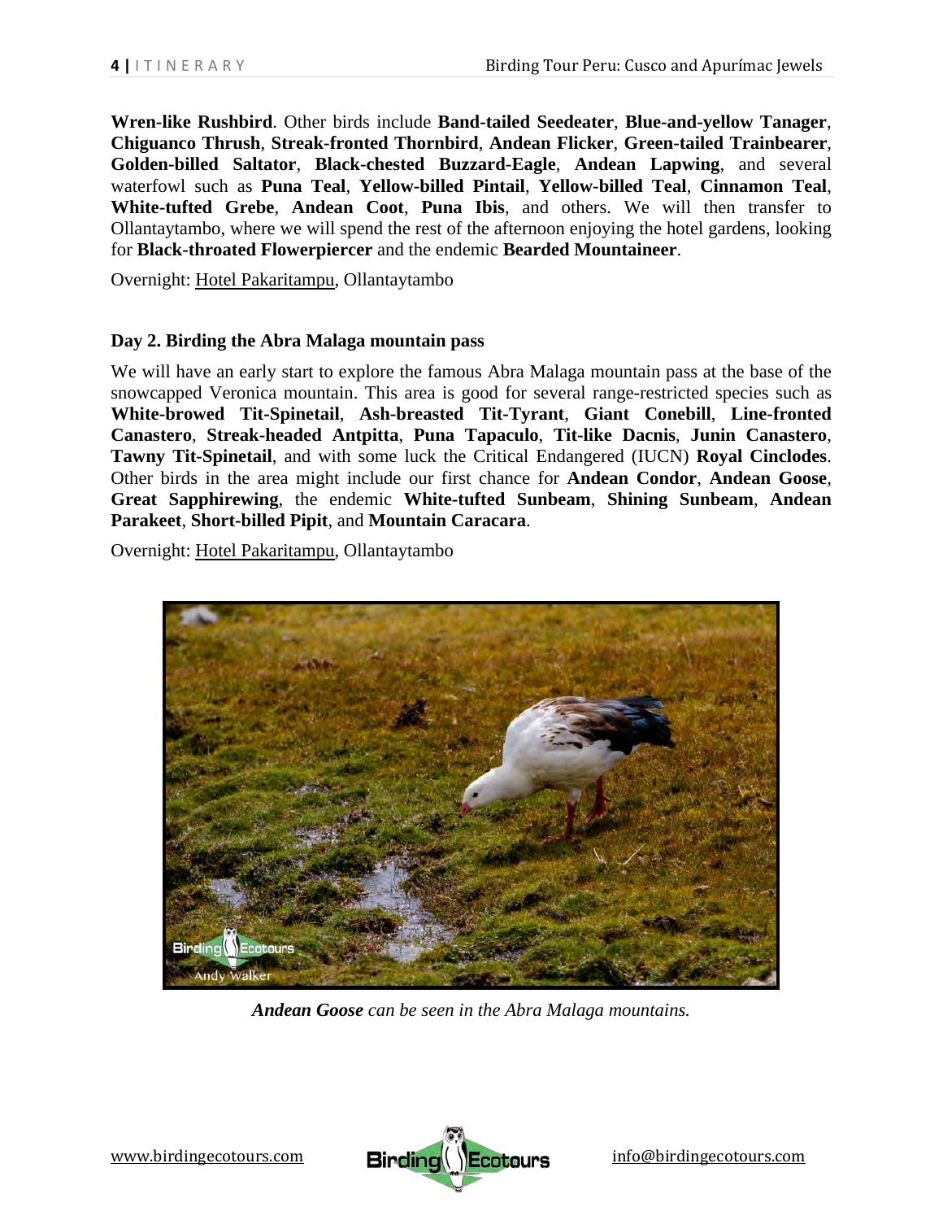**Wren-like Rushbird**. Other birds include **Band-tailed Seedeater**, **Blue-and-yellow Tanager**, **Chiguanco Thrush**, **Streak-fronted Thornbird**, **Andean Flicker**, **Green-tailed Trainbearer**, **Golden-billed Saltator**, **Black-chested Buzzard-Eagle**, **Andean Lapwing**, and several waterfowl such as **Puna Teal**, **Yellow-billed Pintail**, **Yellow-billed Teal**, **Cinnamon Teal**, **White-tufted Grebe**, **Andean Coot**, **Puna Ibis**, and others. We will then transfer to Ollantaytambo, where we will spend the rest of the afternoon enjoying the hotel gardens, looking for **Black-throated Flowerpiercer** and the endemic **Bearded Mountaineer**.

Overnight: Hotel Pakaritampu, Ollantaytambo

### Day 2. Birding the Abra Malaga mountain pass

We will have an early start to explore the famous Abra Malaga mountain pass at the base of the snowcapped Veronica mountain. This area is good for several range-restricted species such as **White-browed Tit-Spinetail**, **Ash-breasted Tit-Tyrant**, **Giant Conebill**, **Line-fronted Canastero**, **Streak-headed Antpitta**, **Puna Tapaculo**, **Tit-like Dacnis**, **Junin Canastero**, **Tawny Tit-Spinetail**, and with some luck the Critical Endangered (IUCN) **Royal Cinclodes**. Other birds in the area might include our first chance for **Andean Condor**, **Andean Goose**, **Great Sapphirewing**, the endemic **White-tufted Sunbeam**, **Shining Sunbeam**, **Andean Parakeet**, **Short-billed Pipit**, and **Mountain Caracara**.

Overnight: Hotel Pakaritampu, Ollantaytambo

***Andean Goose*** *can be seen in the Abra Malaga mountains.*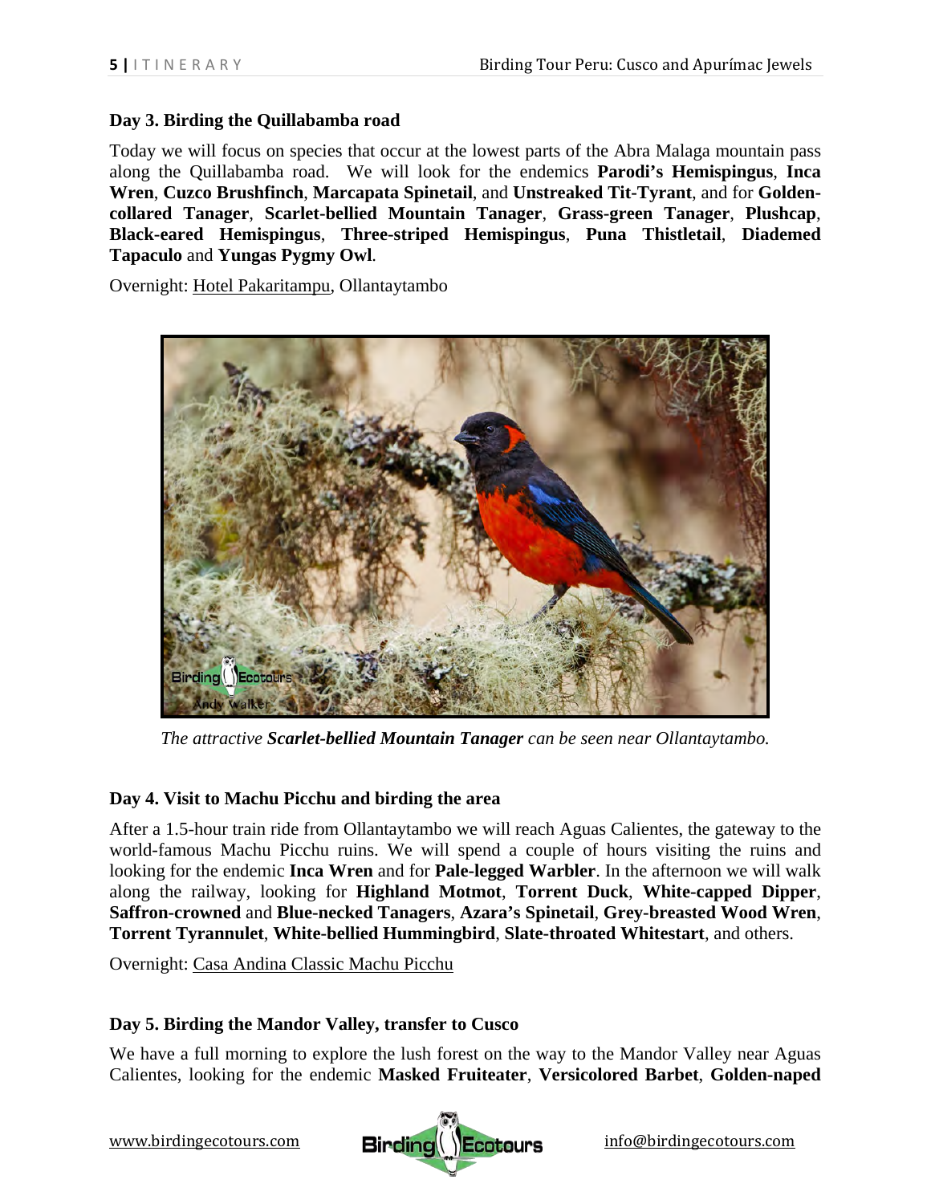### Day 3. Birding the Quillabamba road

Today we will focus on species that occur at the lowest parts of the Abra Malaga mountain pass along the Quillabamba road. We will look for the endemics **Parodi's Hemispingus**, **Inca Wren**, **Cuzco Brushfinch**, **Marcapata Spinetail**, and **Unstreaked Tit-Tyrant**, and for **Golden-collared Tanager**, **Scarlet-bellied Mountain Tanager**, **Grass-green Tanager**, **Plushcap**, **Black-eared Hemispingus**, **Three-striped Hemispingus**, **Puna Thistletail**, **Diademed Tapaculo** and **Yungas Pygmy Owl**.

Overnight: Hotel Pakaritampu, Ollantaytambo

*The attractive **Scarlet-bellied Mountain Tanager** can be seen near Ollantaytambo.*

### Day 4. Visit to Machu Picchu and birding the area

After a 1.5-hour train ride from Ollantaytambo we will reach Aguas Calientes, the gateway to the world-famous Machu Picchu ruins. We will spend a couple of hours visiting the ruins and looking for the endemic **Inca Wren** and for **Pale-legged Warbler**. In the afternoon we will walk along the railway, looking for **Highland Motmot**, **Torrent Duck**, **White-capped Dipper**, **Saffron-crowned** and **Blue-necked Tanagers**, **Azara's Spinetail**, **Grey-breasted Wood Wren**, **Torrent Tyrannulet**, **White-bellied Hummingbird**, **Slate-throated Whitestart**, and others.

Overnight: Casa Andina Classic Machu Picchu

### Day 5. Birding the Mandor Valley, transfer to Cusco

We have a full morning to explore the lush forest on the way to the Mandor Valley near Aguas Calientes, looking for the endemic **Masked Fruiteater**, **Versicolored Barbet**, **Golden-naped**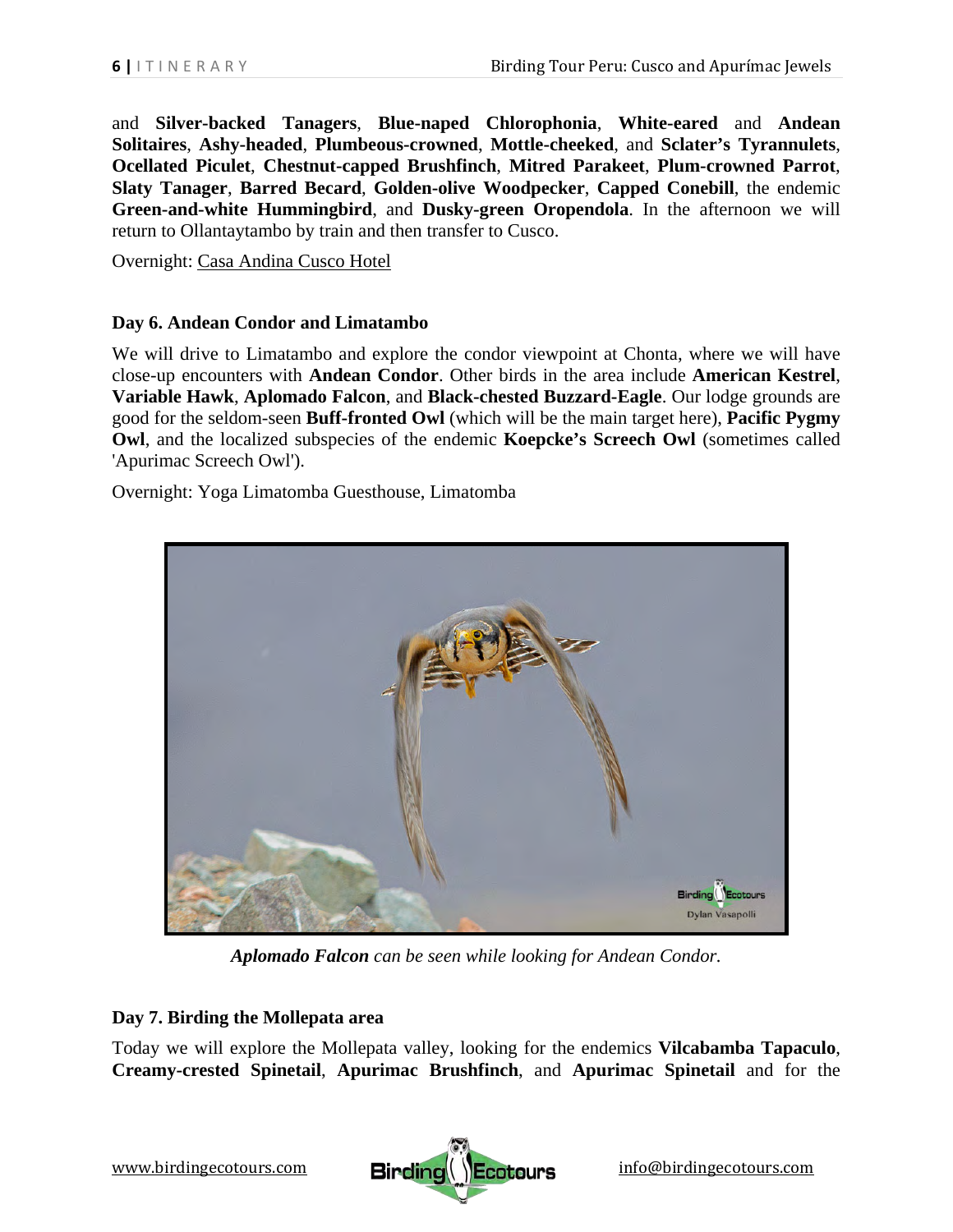and **Silver-backed Tanagers**, **Blue-naped Chlorophonia**, **White-eared** and **Andean Solitaires**, **Ashy-headed**, **Plumbeous-crowned**, **Mottle-cheeked**, and **Sclater's Tyrannulets**, **Ocellated Piculet**, **Chestnut-capped Brushfinch**, **Mitred Parakeet**, **Plum-crowned Parrot**, **Slaty Tanager**, **Barred Becard**, **Golden-olive Woodpecker**, **Capped Conebill**, the endemic **Green-and-white Hummingbird**, and **Dusky-green Oropendola**. In the afternoon we will return to Ollantaytambo by train and then transfer to Cusco.

Overnight: Casa Andina Cusco Hotel

### Day 6. Andean Condor and Limatambo

We will drive to Limatambo and explore the condor viewpoint at Chonta, where we will have close-up encounters with **Andean Condor**. Other birds in the area include **American Kestrel**, **Variable Hawk**, **Aplomado Falcon**, and **Black-chested Buzzard-Eagle**. Our lodge grounds are good for the seldom-seen **Buff-fronted Owl** (which will be the main target here), **Pacific Pygmy Owl**, and the localized subspecies of the endemic **Koepcke's Screech Owl** (sometimes called 'Apurimac Screech Owl').

Overnight: Yoga Limatomba Guesthouse, Limatomba

***Aplomado Falcon** can be seen while looking for Andean Condor.*

### Day 7. Birding the Mollepata area

Today we will explore the Mollepata valley, looking for the endemics **Vilcabamba Tapaculo**, **Creamy-crested Spinetail**, **Apurimac Brushfinch**, and **Apurimac Spinetail** and for the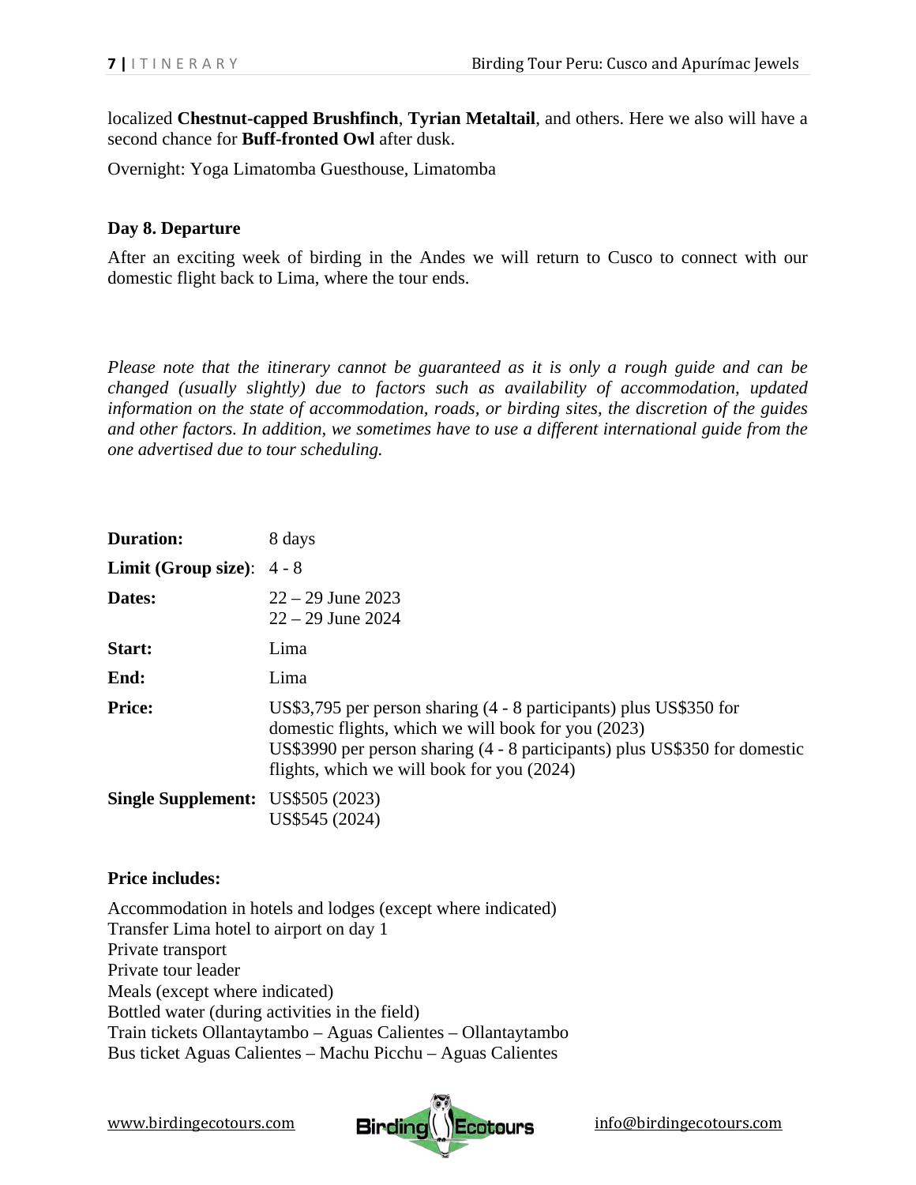localized **Chestnut-capped Brushfinch**, **Tyrian Metaltail**, and others. Here we also will have a second chance for **Buff-fronted Owl** after dusk.

Overnight: Yoga Limatomba Guesthouse, Limatomba

### Day 8. Departure

After an exciting week of birding in the Andes we will return to Cusco to connect with our domestic flight back to Lima, where the tour ends.

*Please note that the itinerary cannot be guaranteed as it is only a rough guide and can be changed (usually slightly) due to factors such as availability of accommodation, updated information on the state of accommodation, roads, or birding sites, the discretion of the guides and other factors. In addition, we sometimes have to use a different international guide from the one advertised due to tour scheduling.*

| | |
|---|---|
| **Duration:** | 8 days |
| **Limit (Group size)**: | 4 - 8 |
| **Dates:** | 22 – 29 June 2023<br>22 – 29 June 2024 |
| **Start:** | Lima |
| **End:** | Lima |
| **Price:** | US$3,795 per person sharing (4 - 8 participants) plus US$350 for domestic flights, which we will book for you (2023)<br>US$3990 per person sharing (4 - 8 participants) plus US$350 for domestic flights, which we will book for you (2024) |
| **Single Supplement:** | US$505 (2023)<br>US$545 (2024) |

**Price includes:**

Accommodation in hotels and lodges (except where indicated)
Transfer Lima hotel to airport on day 1
Private transport
Private tour leader
Meals (except where indicated)
Bottled water (during activities in the field)
Train tickets Ollantaytambo – Aguas Calientes – Ollantaytambo
Bus ticket Aguas Calientes – Machu Picchu – Aguas Calientes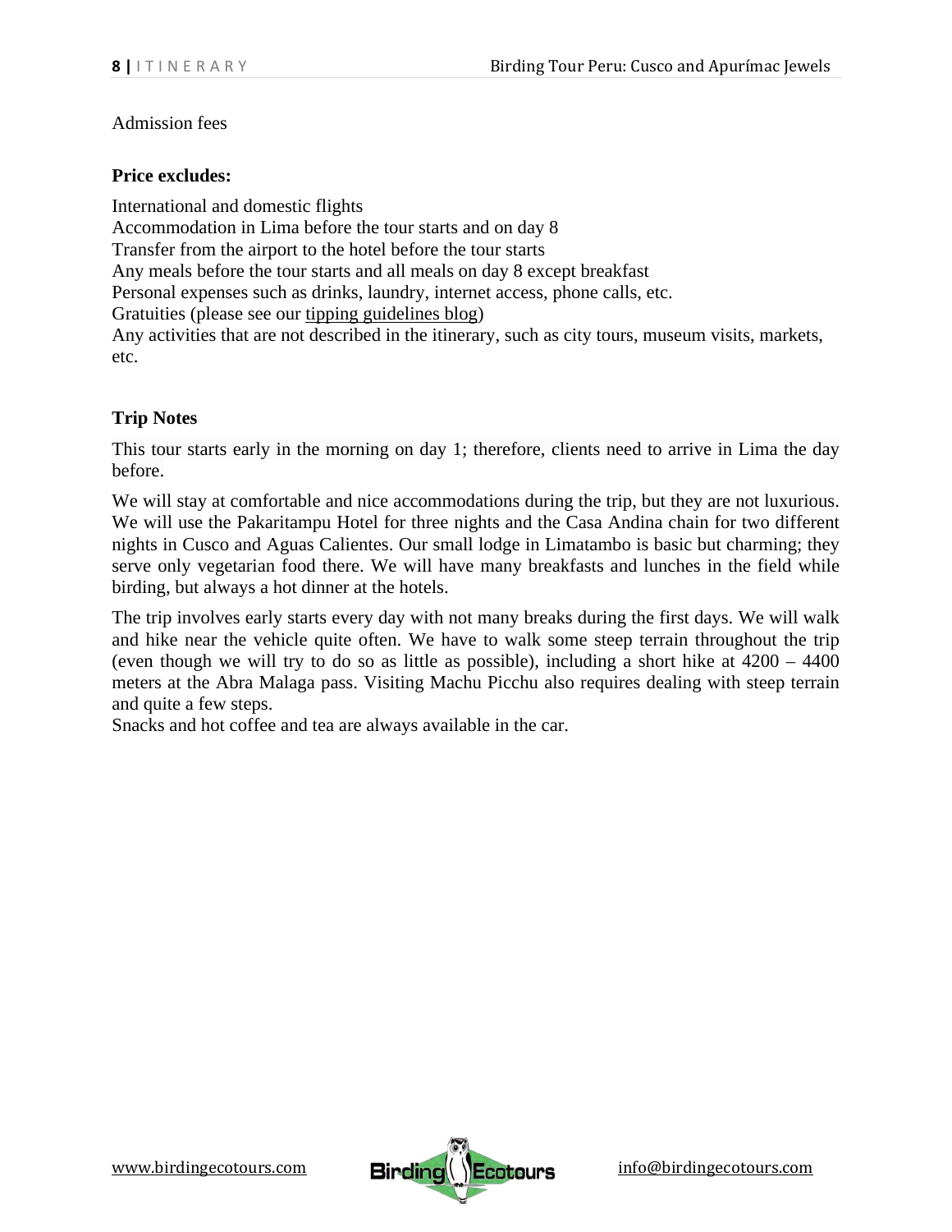Admission fees

**Price excludes:**

International and domestic flights
Accommodation in Lima before the tour starts and on day 8
Transfer from the airport to the hotel before the tour starts
Any meals before the tour starts and all meals on day 8 except breakfast
Personal expenses such as drinks, laundry, internet access, phone calls, etc.
Gratuities (please see our tipping guidelines blog)
Any activities that are not described in the itinerary, such as city tours, museum visits, markets, etc.

**Trip Notes**

This tour starts early in the morning on day 1; therefore, clients need to arrive in Lima the day before.

We will stay at comfortable and nice accommodations during the trip, but they are not luxurious. We will use the Pakaritampu Hotel for three nights and the Casa Andina chain for two different nights in Cusco and Aguas Calientes. Our small lodge in Limatambo is basic but charming; they serve only vegetarian food there. We will have many breakfasts and lunches in the field while birding, but always a hot dinner at the hotels.

The trip involves early starts every day with not many breaks during the first days. We will walk and hike near the vehicle quite often. We have to walk some steep terrain throughout the trip (even though we will try to do so as little as possible), including a short hike at 4200 – 4400 meters at the Abra Malaga pass. Visiting Machu Picchu also requires dealing with steep terrain and quite a few steps.
Snacks and hot coffee and tea are always available in the car.